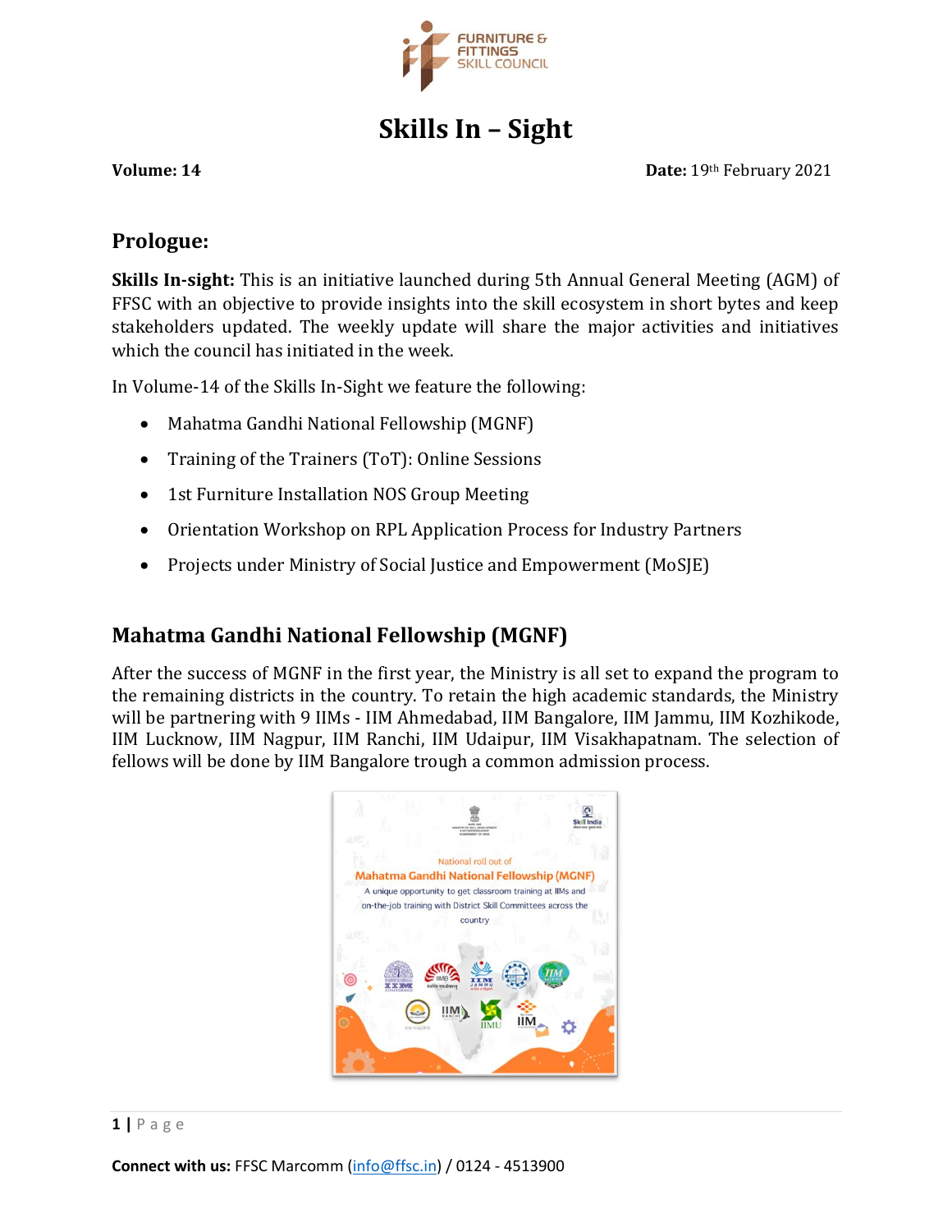# Skills In – Sight

**Volume: 14** **Date:** 19th February 2021

## Prologue:

**Skills In-sight:** This is an initiative launched during 5th Annual General Meeting (AGM) of FFSC with an objective to provide insights into the skill ecosystem in short bytes and keep stakeholders updated. The weekly update will share the major activities and initiatives which the council has initiated in the week.

In Volume-14 of the Skills In-Sight we feature the following:

- Mahatma Gandhi National Fellowship (MGNF)
- Training of the Trainers (ToT): Online Sessions
- 1st Furniture Installation NOS Group Meeting
- Orientation Workshop on RPL Application Process for Industry Partners
- Projects under Ministry of Social Justice and Empowerment (MoSJE)

## Mahatma Gandhi National Fellowship (MGNF)

After the success of MGNF in the first year, the Ministry is all set to expand the program to the remaining districts in the country. To retain the high academic standards, the Ministry will be partnering with 9 IIMs - IIM Ahmedabad, IIM Bangalore, IIM Jammu, IIM Kozhikode, IIM Lucknow, IIM Nagpur, IIM Ranchi, IIM Udaipur, IIM Visakhapatnam. The selection of fellows will be done by IIM Bangalore trough a common admission process.

**Connect with us:** FFSC Marcomm (info@ffsc.in) / 0124 - 4513900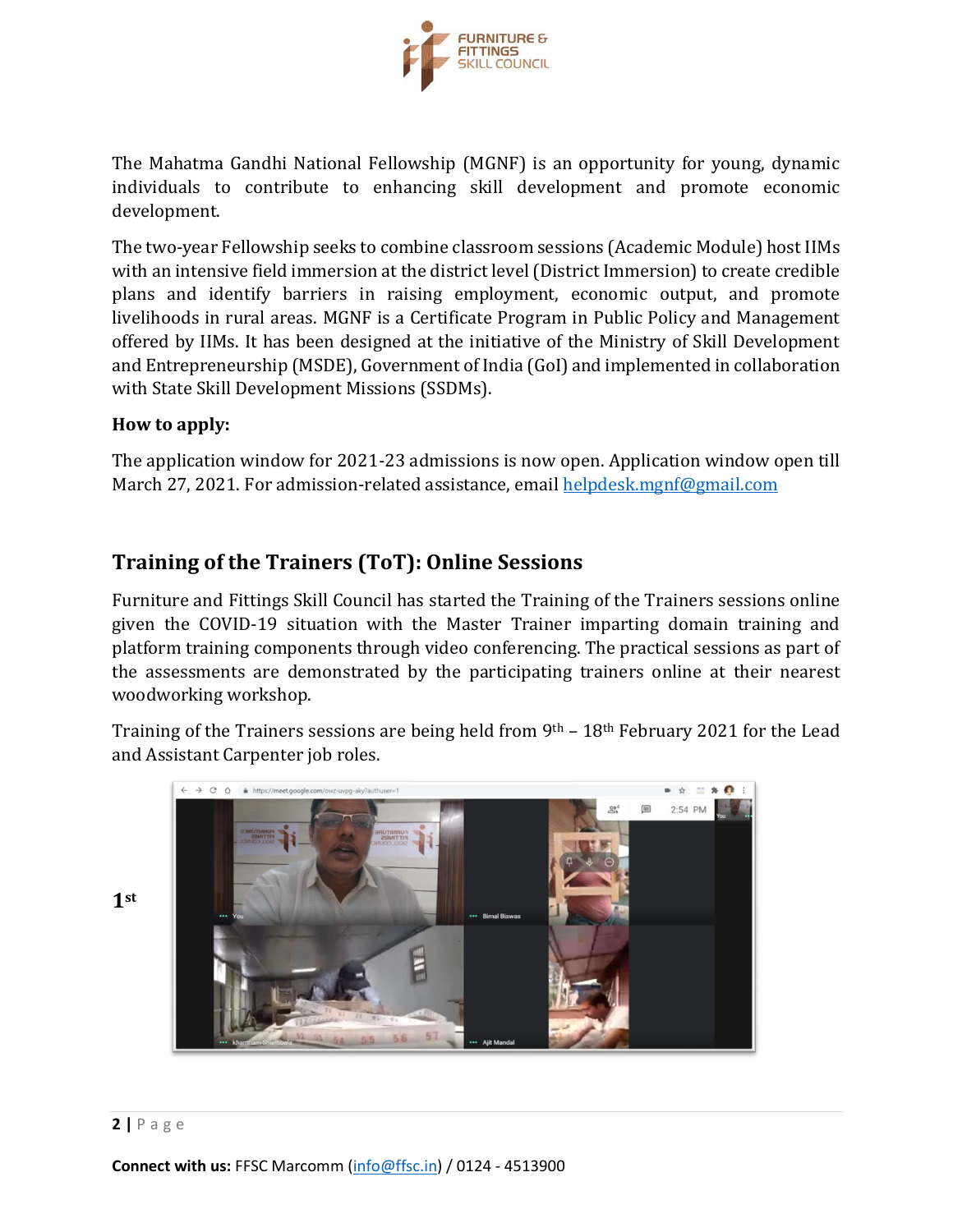The Mahatma Gandhi National Fellowship (MGNF) is an opportunity for young, dynamic individuals to contribute to enhancing skill development and promote economic development.

The two-year Fellowship seeks to combine classroom sessions (Academic Module) host IIMs with an intensive field immersion at the district level (District Immersion) to create credible plans and identify barriers in raising employment, economic output, and promote livelihoods in rural areas. MGNF is a Certificate Program in Public Policy and Management offered by IIMs. It has been designed at the initiative of the Ministry of Skill Development and Entrepreneurship (MSDE), Government of India (GoI) and implemented in collaboration with State Skill Development Missions (SSDMs).

**How to apply:**

The application window for 2021-23 admissions is now open. Application window open till March 27, 2021. For admission-related assistance, email [helpdesk.mgnf@gmail.com](mailto:helpdesk.mgnf@gmail.com)

## Training of the Trainers (ToT): Online Sessions

Furniture and Fittings Skill Council has started the Training of the Trainers sessions online given the COVID-19 situation with the Master Trainer imparting domain training and platform training components through video conferencing. The practical sessions as part of the assessments are demonstrated by the participating trainers online at their nearest woodworking workshop.

Training of the Trainers sessions are being held from 9th – 18th February 2021 for the Lead and Assistant Carpenter job roles.

**1st**

**Connect with us:** FFSC Marcomm ([info@ffsc.in](mailto:info@ffsc.in)) / 0124 - 4513900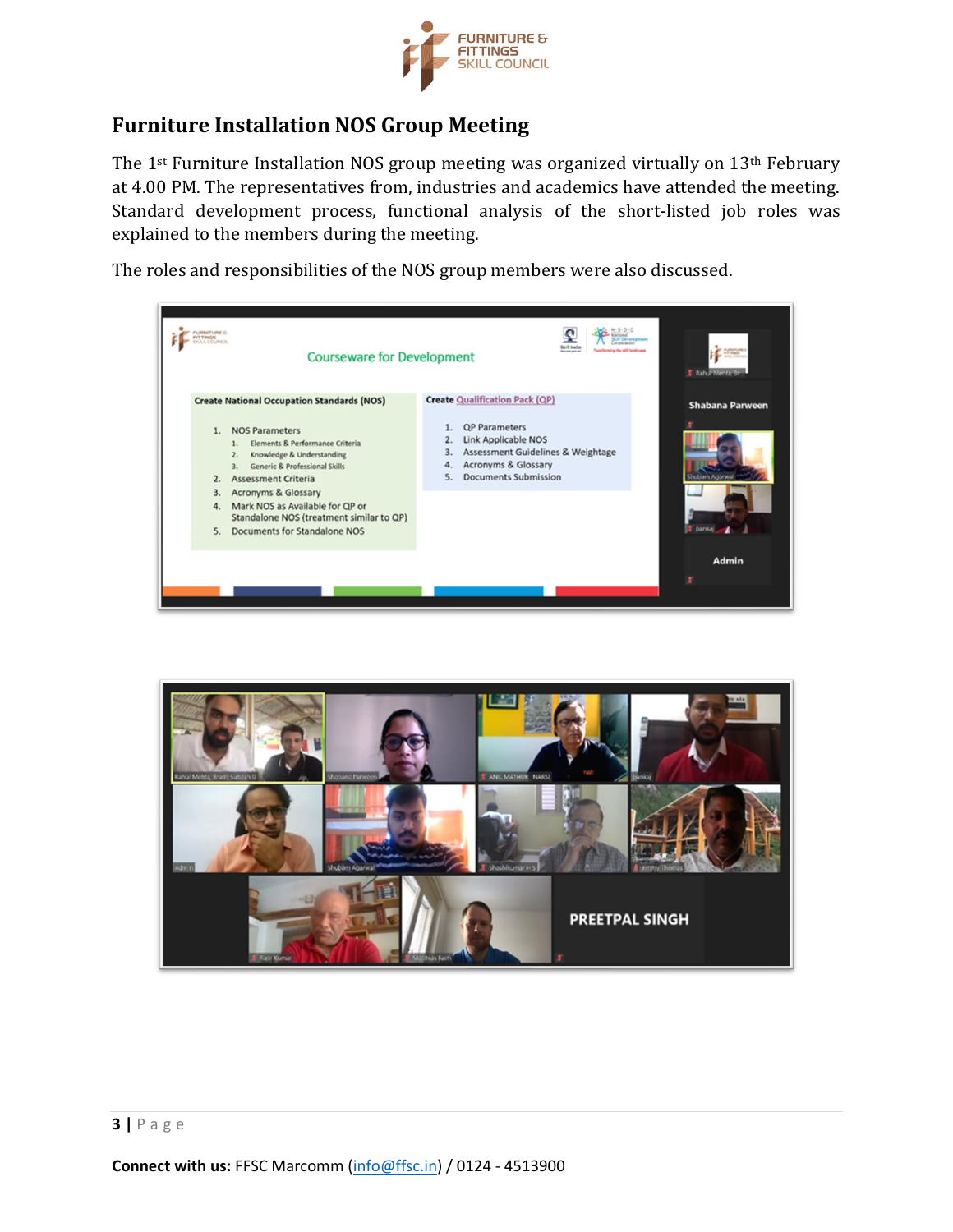## Furniture Installation NOS Group Meeting

The 1st Furniture Installation NOS group meeting was organized virtually on 13th February at 4.00 PM. The representatives from, industries and academics have attended the meeting. Standard development process, functional analysis of the short-listed job roles was explained to the members during the meeting.

The roles and responsibilities of the NOS group members were also discussed.

**Connect with us:** FFSC Marcomm (info@ffsc.in) / 0124 - 4513900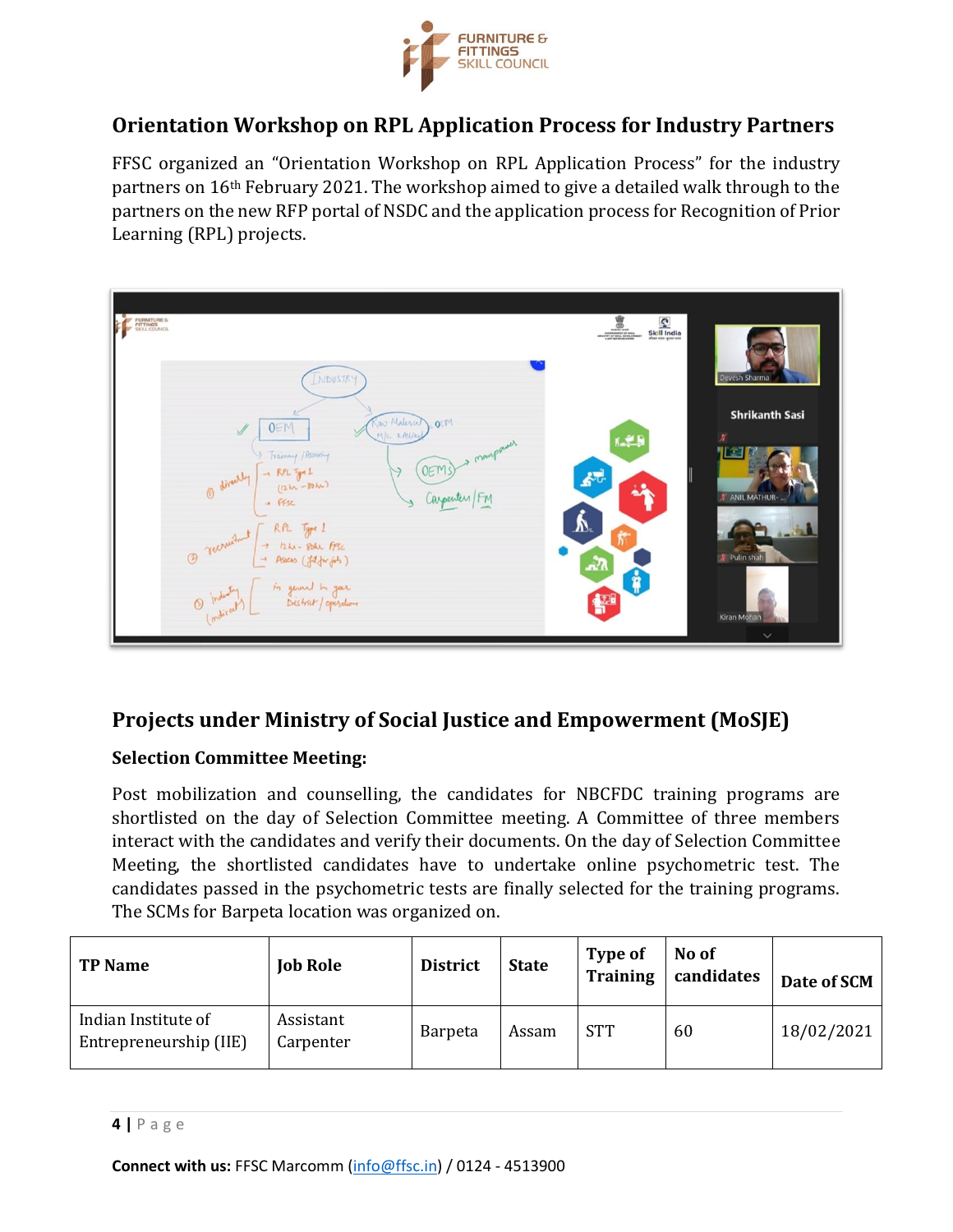## Orientation Workshop on RPL Application Process for Industry Partners

FFSC organized an "Orientation Workshop on RPL Application Process" for the industry partners on 16th February 2021. The workshop aimed to give a detailed walk through to the partners on the new RFP portal of NSDC and the application process for Recognition of Prior Learning (RPL) projects.

## Projects under Ministry of Social Justice and Empowerment (MoSJE)

### Selection Committee Meeting:

Post mobilization and counselling, the candidates for NBCFDC training programs are shortlisted on the day of Selection Committee meeting. A Committee of three members interact with the candidates and verify their documents. On the day of Selection Committee Meeting, the shortlisted candidates have to undertake online psychometric test. The candidates passed in the psychometric tests are finally selected for the training programs. The SCMs for Barpeta location was organized on.

| TP Name | Job Role | District | State | Type of Training | No of candidates | Date of SCM |
|---|---|---|---|---|---|---|
| Indian Institute of Entrepreneurship (IIE) | Assistant Carpenter | Barpeta | Assam | STT | 60 | 18/02/2021 |

**Connect with us:** FFSC Marcomm (info@ffsc.in) / 0124 - 4513900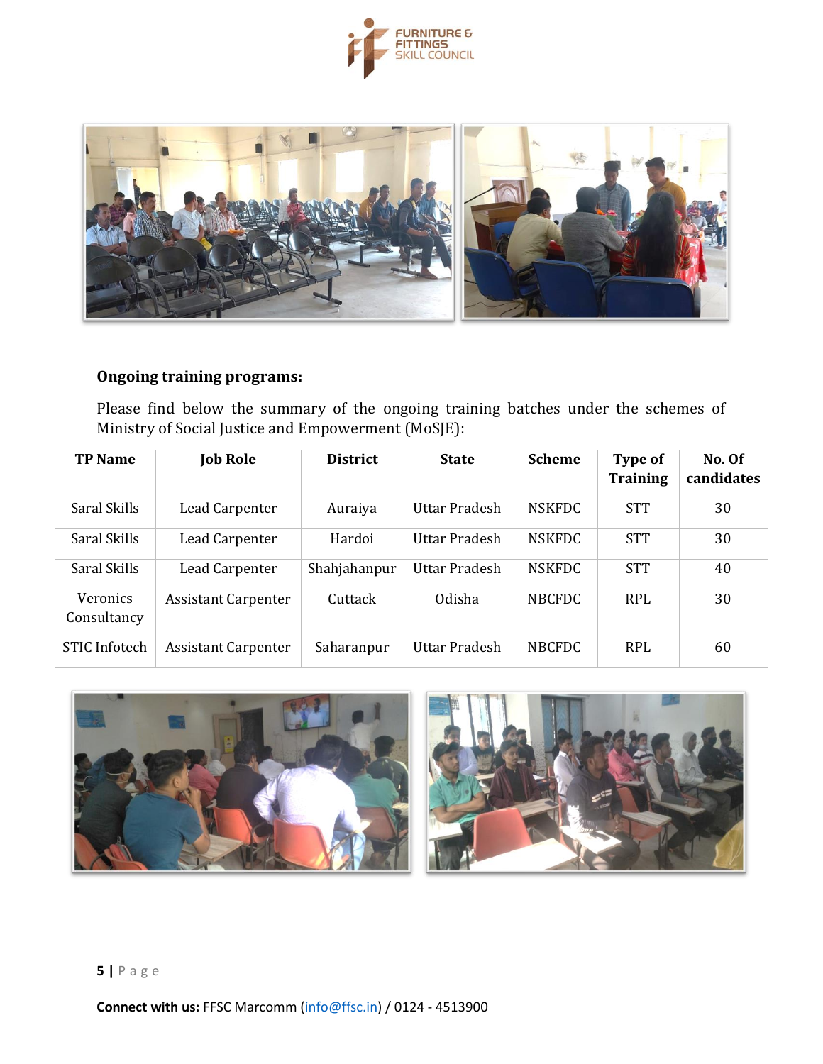### Ongoing training programs:

Please find below the summary of the ongoing training batches under the schemes of Ministry of Social Justice and Empowerment (MoSJE):

| TP Name | Job Role | District | State | Scheme | Type of Training | No. Of candidates |
|---|---|---|---|---|---|---|
| Saral Skills | Lead Carpenter | Auraiya | Uttar Pradesh | NSKFDC | STT | 30 |
| Saral Skills | Lead Carpenter | Hardoi | Uttar Pradesh | NSKFDC | STT | 30 |
| Saral Skills | Lead Carpenter | Shahjahanpur | Uttar Pradesh | NSKFDC | STT | 40 |
| Veronics Consultancy | Assistant Carpenter | Cuttack | Odisha | NBCFDC | RPL | 30 |
| STIC Infotech | Assistant Carpenter | Saharanpur | Uttar Pradesh | NBCFDC | RPL | 60 |

**Connect with us:** FFSC Marcomm (info@ffsc.in) / 0124 - 4513900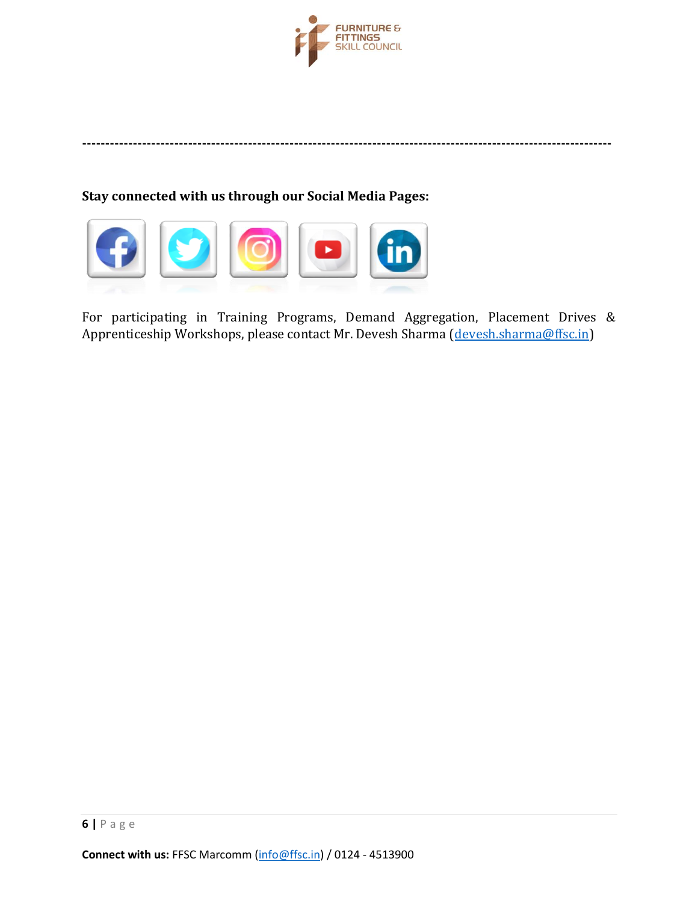---

**Stay connected with us through our Social Media Pages:**

For participating in Training Programs, Demand Aggregation, Placement Drives & Apprenticeship Workshops, please contact Mr. Devesh Sharma (devesh.sharma@ffsc.in)

**Connect with us:** FFSC Marcomm (info@ffsc.in) / 0124 - 4513900